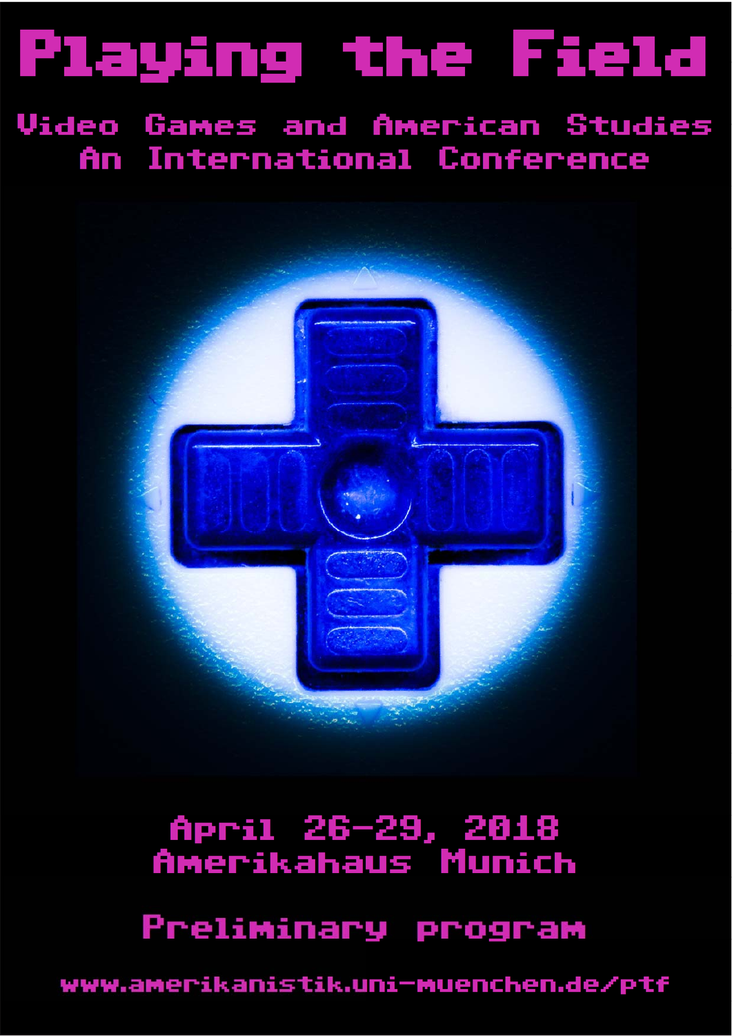# Playing the Field

## Video Games and American Studies
## An International Conference

April 26-29, 2018
Amerikahaus Munich

Preliminary program

www.amerikanistik.uni-muenchen.de/ptf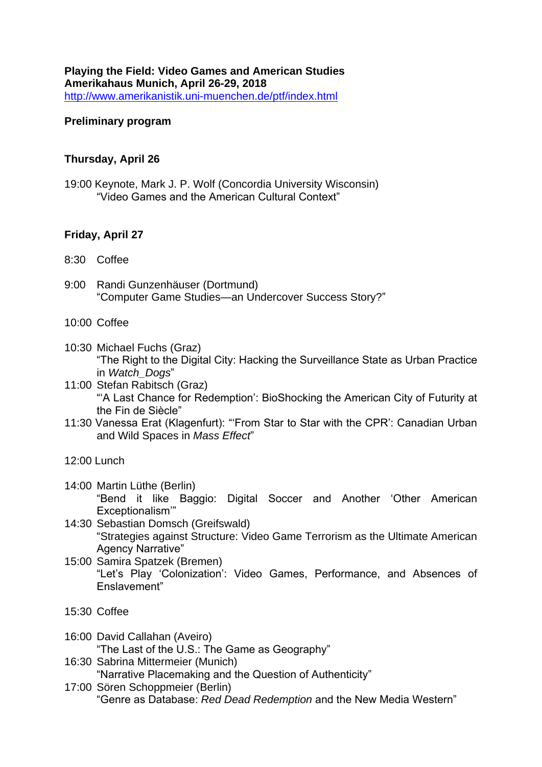**Playing the Field: Video Games and American Studies**
**Amerikahaus Munich, April 26-29, 2018**
http://www.amerikanistik.uni-muenchen.de/ptf/index.html

**Preliminary program**

**Thursday, April 26**

19:00 Keynote, Mark J. P. Wolf (Concordia University Wisconsin)
"Video Games and the American Cultural Context"

**Friday, April 27**

8:30 Coffee

9:00 Randi Gunzenhäuser (Dortmund)
"Computer Game Studies—an Undercover Success Story?"

10:00 Coffee

10:30 Michael Fuchs (Graz)
"The Right to the Digital City: Hacking the Surveillance State as Urban Practice in *Watch_Dogs*"

11:00 Stefan Rabitsch (Graz)
"'A Last Chance for Redemption': BioShocking the American City of Futurity at the Fin de Siècle"

11:30 Vanessa Erat (Klagenfurt): "'From Star to Star with the CPR': Canadian Urban and Wild Spaces in *Mass Effect*"

12:00 Lunch

14:00 Martin Lüthe (Berlin)
"Bend it like Baggio: Digital Soccer and Another 'Other American Exceptionalism'"

14:30 Sebastian Domsch (Greifswald)
"Strategies against Structure: Video Game Terrorism as the Ultimate American Agency Narrative"

15:00 Samira Spatzek (Bremen)
"Let's Play 'Colonization': Video Games, Performance, and Absences of Enslavement"

15:30 Coffee

16:00 David Callahan (Aveiro)
"The Last of the U.S.: The Game as Geography"

16:30 Sabrina Mittermeier (Munich)
"Narrative Placemaking and the Question of Authenticity"

17:00 Sören Schoppmeier (Berlin)
"Genre as Database: *Red Dead Redemption* and the New Media Western"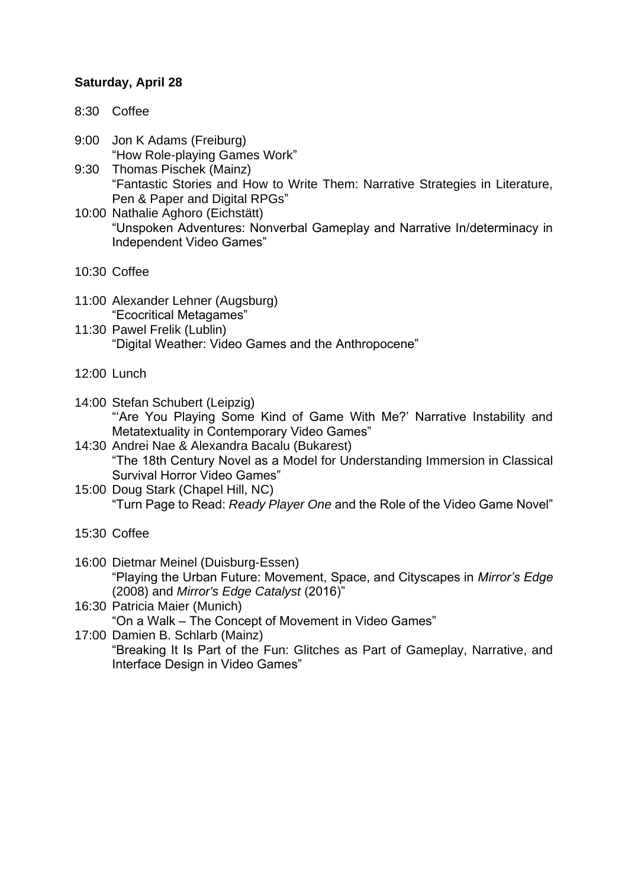**Saturday, April 28**

8:30 Coffee

9:00 Jon K Adams (Freiburg)
“How Role-playing Games Work”

9:30 Thomas Pischek (Mainz)
“Fantastic Stories and How to Write Them: Narrative Strategies in Literature, Pen & Paper and Digital RPGs”

10:00 Nathalie Aghoro (Eichstätt)
“Unspoken Adventures: Nonverbal Gameplay and Narrative In/determinacy in Independent Video Games”

10:30 Coffee

11:00 Alexander Lehner (Augsburg)
“Ecocritical Metagames”

11:30 Pawel Frelik (Lublin)
“Digital Weather: Video Games and the Anthropocene”

12:00 Lunch

14:00 Stefan Schubert (Leipzig)
“‘Are You Playing Some Kind of Game With Me?’ Narrative Instability and Metatextuality in Contemporary Video Games”

14:30 Andrei Nae & Alexandra Bacalu (Bukarest)
“The 18th Century Novel as a Model for Understanding Immersion in Classical Survival Horror Video Games”

15:00 Doug Stark (Chapel Hill, NC)
“Turn Page to Read: *Ready Player One* and the Role of the Video Game Novel”

15:30 Coffee

16:00 Dietmar Meinel (Duisburg-Essen)
“Playing the Urban Future: Movement, Space, and Cityscapes in *Mirror’s Edge* (2008) and *Mirror's Edge Catalyst* (2016)”

16:30 Patricia Maier (Munich)
“On a Walk – The Concept of Movement in Video Games”

17:00 Damien B. Schlarb (Mainz)
“Breaking It Is Part of the Fun: Glitches as Part of Gameplay, Narrative, and Interface Design in Video Games”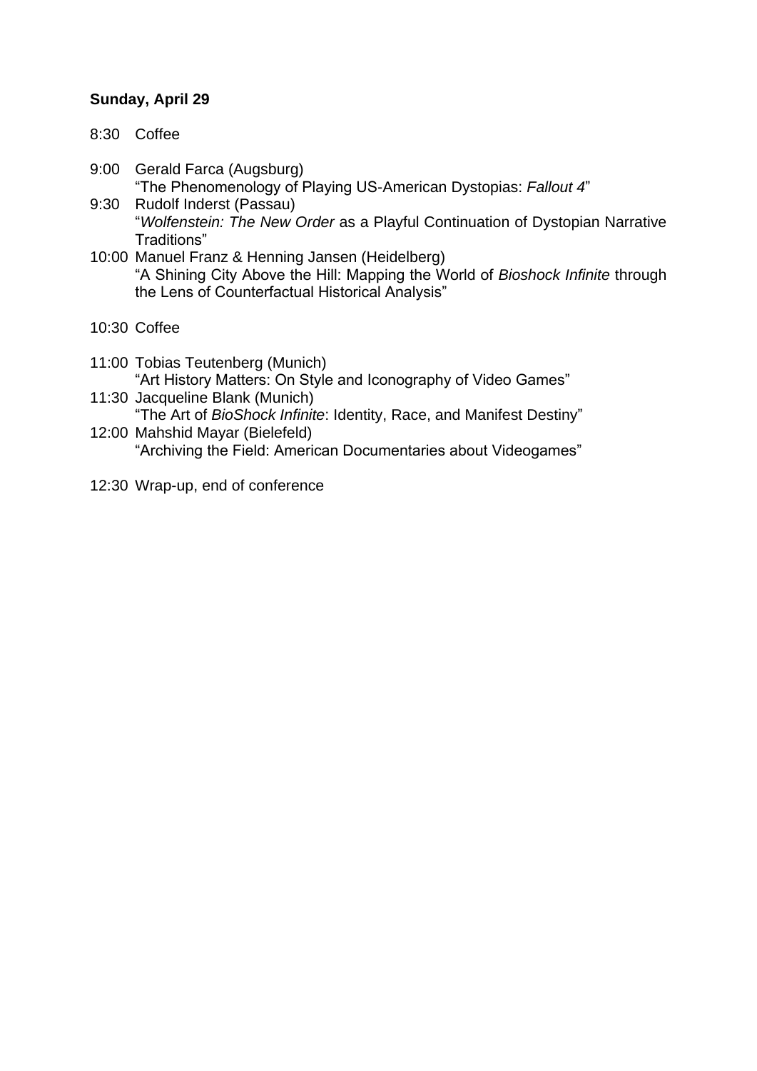**Sunday, April 29**

8:30 Coffee

9:00 Gerald Farca (Augsburg)
"The Phenomenology of Playing US-American Dystopias: *Fallout 4*"

9:30 Rudolf Inderst (Passau)
"*Wolfenstein: The New Order* as a Playful Continuation of Dystopian Narrative Traditions"

10:00 Manuel Franz & Henning Jansen (Heidelberg)
"A Shining City Above the Hill: Mapping the World of *Bioshock Infinite* through the Lens of Counterfactual Historical Analysis"

10:30 Coffee

11:00 Tobias Teutenberg (Munich)
"Art History Matters: On Style and Iconography of Video Games"

11:30 Jacqueline Blank (Munich)
"The Art of *BioShock Infinite*: Identity, Race, and Manifest Destiny"

12:00 Mahshid Mayar (Bielefeld)
"Archiving the Field: American Documentaries about Videogames"

12:30 Wrap-up, end of conference